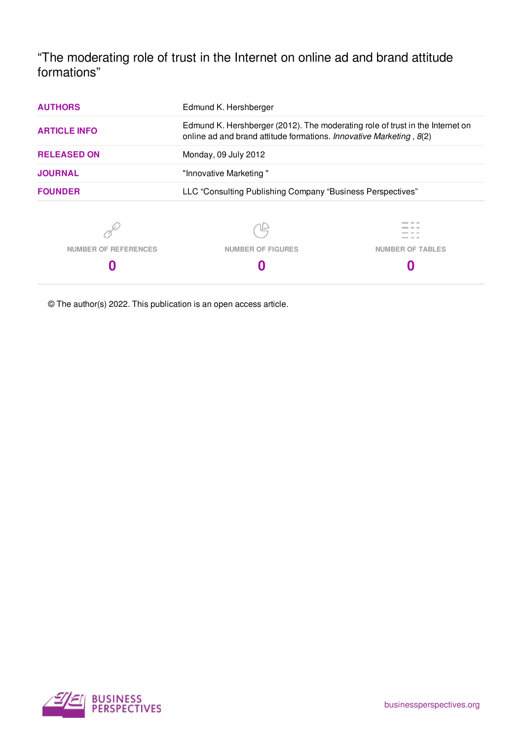"The moderating role of trust in the Internet on online ad and brand attitude formations"

| | |
|---|---|
| **AUTHORS** | Edmund K. Hershberger |
| **ARTICLE INFO** | Edmund K. Hershberger (2012). The moderating role of trust in the Internet on online ad and brand attitude formations. *Innovative Marketing* , *8*(2) |
| **RELEASED ON** | Monday, 09 July 2012 |
| **JOURNAL** | "Innovative Marketing " |
| **FOUNDER** | LLC "Consulting Publishing Company "Business Perspectives" |

| NUMBER OF REFERENCES | NUMBER OF FIGURES | NUMBER OF TABLES |
|---|---|---|
| **0** | **0** | **0** |

© The author(s) 2022. This publication is an open access article.

BUSINESS PERSPECTIVES

businessperspectives.org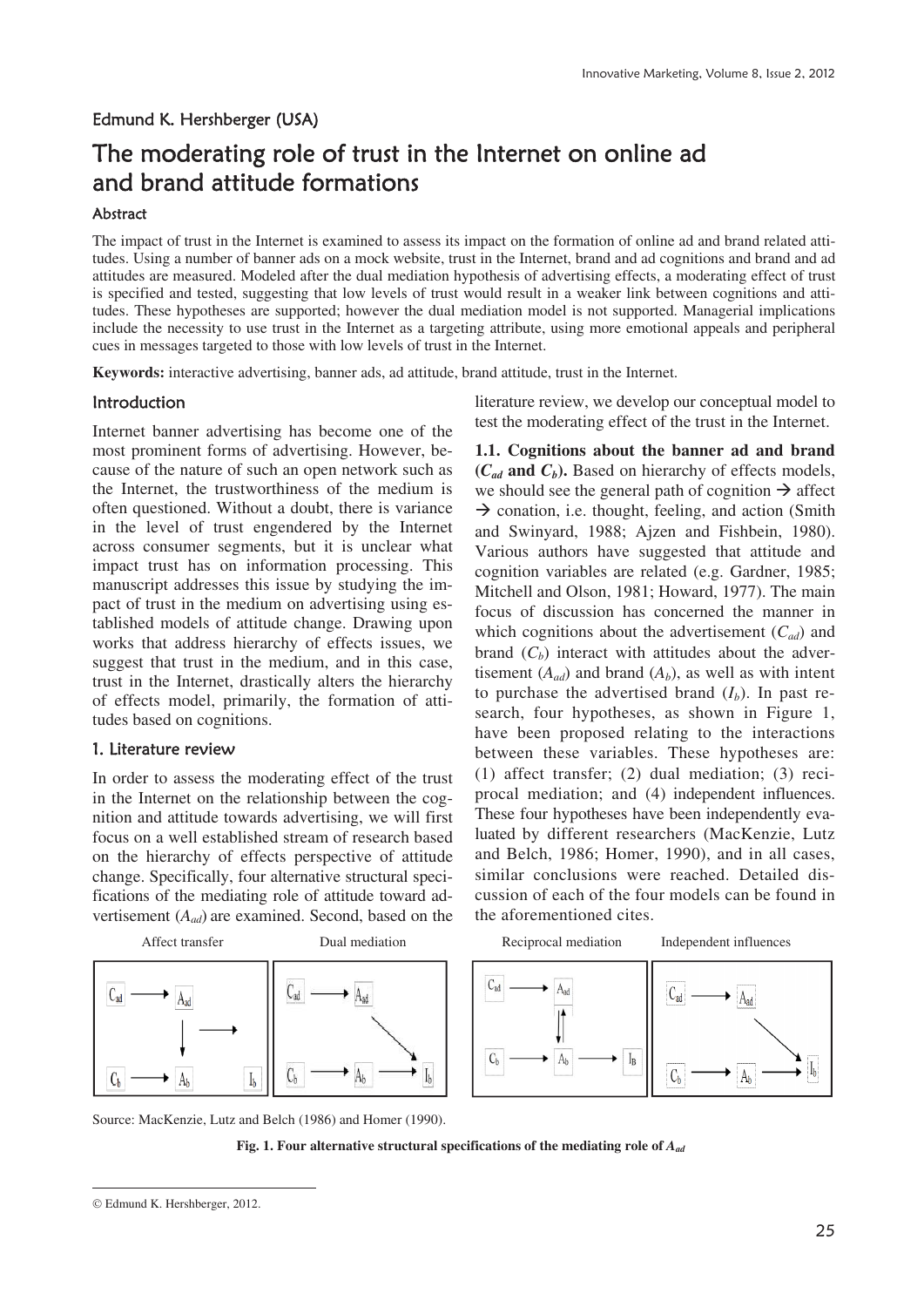Edmund K. Hershberger (USA)

# The moderating role of trust in the Internet on online ad and brand attitude formations

### Abstract

The impact of trust in the Internet is examined to assess its impact on the formation of online ad and brand related attitudes. Using a number of banner ads on a mock website, trust in the Internet, brand and ad cognitions and brand and ad attitudes are measured. Modeled after the dual mediation hypothesis of advertising effects, a moderating effect of trust is specified and tested, suggesting that low levels of trust would result in a weaker link between cognitions and attitudes. These hypotheses are supported; however the dual mediation model is not supported. Managerial implications include the necessity to use trust in the Internet as a targeting attribute, using more emotional appeals and peripheral cues in messages targeted to those with low levels of trust in the Internet.

**Keywords:** interactive advertising, banner ads, ad attitude, brand attitude, trust in the Internet.

## Introduction

Internet banner advertising has become one of the most prominent forms of advertising. However, because of the nature of such an open network such as the Internet, the trustworthiness of the medium is often questioned. Without a doubt, there is variance in the level of trust engendered by the Internet across consumer segments, but it is unclear what impact trust has on information processing. This manuscript addresses this issue by studying the impact of trust in the medium on advertising using established models of attitude change. Drawing upon works that address hierarchy of effects issues, we suggest that trust in the medium, and in this case, trust in the Internet, drastically alters the hierarchy of effects model, primarily, the formation of attitudes based on cognitions.

## 1. Literature review

In order to assess the moderating effect of the trust in the Internet on the relationship between the cognition and attitude towards advertising, we will first focus on a well established stream of research based on the hierarchy of effects perspective of attitude change. Specifically, four alternative structural specifications of the mediating role of attitude toward advertisement ($A_{ad}$) are examined. Second, based on the literature review, we develop our conceptual model to test the moderating effect of the trust in the Internet.

**1.1. Cognitions about the banner ad and brand ($C_{ad}$ and $C_b$).** Based on hierarchy of effects models, we should see the general path of cognition → affect → conation, i.e. thought, feeling, and action (Smith and Swinyard, 1988; Ajzen and Fishbein, 1980). Various authors have suggested that attitude and cognition variables are related (e.g. Gardner, 1985; Mitchell and Olson, 1981; Howard, 1977). The main focus of discussion has concerned the manner in which cognitions about the advertisement ($C_{ad}$) and brand ($C_b$) interact with attitudes about the advertisement ($A_{ad}$) and brand ($A_b$), as well as with intent to purchase the advertised brand ($I_b$). In past research, four hypotheses, as shown in Figure 1, have been proposed relating to the interactions between these variables. These hypotheses are: (1) affect transfer; (2) dual mediation; (3) reciprocal mediation; and (4) independent influences. These four hypotheses have been independently evaluated by different researchers (MacKenzie, Lutz and Belch, 1986; Homer, 1990), and in all cases, similar conclusions were reached. Detailed discussion of each of the four models can be found in the aforementioned cites.

Affect transfer | Dual mediation | Reciprocal mediation | Independent influences

Source: MacKenzie, Lutz and Belch (1986) and Homer (1990).

**Fig. 1. Four alternative structural specifications of the mediating role of $A_{ad}$**

© Edmund K. Hershberger, 2012.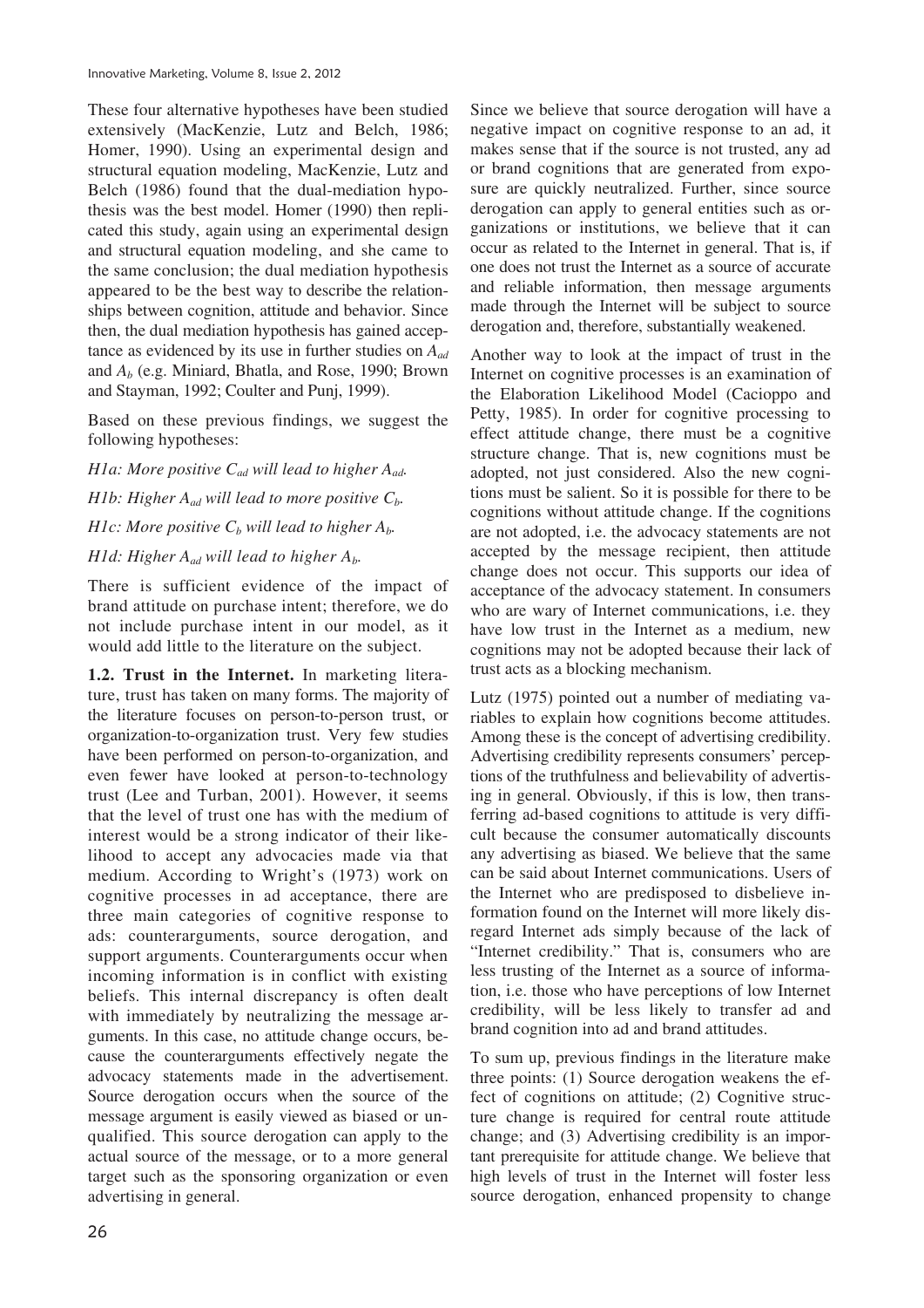These four alternative hypotheses have been studied extensively (MacKenzie, Lutz and Belch, 1986; Homer, 1990). Using an experimental design and structural equation modeling, MacKenzie, Lutz and Belch (1986) found that the dual-mediation hypothesis was the best model. Homer (1990) then replicated this study, again using an experimental design and structural equation modeling, and she came to the same conclusion; the dual mediation hypothesis appeared to be the best way to describe the relationships between cognition, attitude and behavior. Since then, the dual mediation hypothesis has gained acceptance as evidenced by its use in further studies on $A_{ad}$ and $A_b$ (e.g. Miniard, Bhatla, and Rose, 1990; Brown and Stayman, 1992; Coulter and Punj, 1999).

Based on these previous findings, we suggest the following hypotheses:

*H1a: More positive $C_{ad}$ will lead to higher $A_{ad}$.*

*H1b: Higher $A_{ad}$ will lead to more positive $C_b$.*

*H1c: More positive $C_b$ will lead to higher $A_b$.*

*H1d: Higher $A_{ad}$ will lead to higher $A_b$.*

There is sufficient evidence of the impact of brand attitude on purchase intent; therefore, we do not include purchase intent in our model, as it would add little to the literature on the subject.

**1.2. Trust in the Internet.** In marketing literature, trust has taken on many forms. The majority of the literature focuses on person-to-person trust, or organization-to-organization trust. Very few studies have been performed on person-to-organization, and even fewer have looked at person-to-technology trust (Lee and Turban, 2001). However, it seems that the level of trust one has with the medium of interest would be a strong indicator of their likelihood to accept any advocacies made via that medium. According to Wright's (1973) work on cognitive processes in ad acceptance, there are three main categories of cognitive response to ads: counterarguments, source derogation, and support arguments. Counterarguments occur when incoming information is in conflict with existing beliefs. This internal discrepancy is often dealt with immediately by neutralizing the message arguments. In this case, no attitude change occurs, because the counterarguments effectively negate the advocacy statements made in the advertisement. Source derogation occurs when the source of the message argument is easily viewed as biased or unqualified. This source derogation can apply to the actual source of the message, or to a more general target such as the sponsoring organization or even advertising in general.

Since we believe that source derogation will have a negative impact on cognitive response to an ad, it makes sense that if the source is not trusted, any ad or brand cognitions that are generated from exposure are quickly neutralized. Further, since source derogation can apply to general entities such as organizations or institutions, we believe that it can occur as related to the Internet in general. That is, if one does not trust the Internet as a source of accurate and reliable information, then message arguments made through the Internet will be subject to source derogation and, therefore, substantially weakened.

Another way to look at the impact of trust in the Internet on cognitive processes is an examination of the Elaboration Likelihood Model (Cacioppo and Petty, 1985). In order for cognitive processing to effect attitude change, there must be a cognitive structure change. That is, new cognitions must be adopted, not just considered. Also the new cognitions must be salient. So it is possible for there to be cognitions without attitude change. If the cognitions are not adopted, i.e. the advocacy statements are not accepted by the message recipient, then attitude change does not occur. This supports our idea of acceptance of the advocacy statement. In consumers who are wary of Internet communications, i.e. they have low trust in the Internet as a medium, new cognitions may not be adopted because their lack of trust acts as a blocking mechanism.

Lutz (1975) pointed out a number of mediating variables to explain how cognitions become attitudes. Among these is the concept of advertising credibility. Advertising credibility represents consumers' perceptions of the truthfulness and believability of advertising in general. Obviously, if this is low, then transferring ad-based cognitions to attitude is very difficult because the consumer automatically discounts any advertising as biased. We believe that the same can be said about Internet communications. Users of the Internet who are predisposed to disbelieve information found on the Internet will more likely disregard Internet ads simply because of the lack of "Internet credibility." That is, consumers who are less trusting of the Internet as a source of information, i.e. those who have perceptions of low Internet credibility, will be less likely to transfer ad and brand cognition into ad and brand attitudes.

To sum up, previous findings in the literature make three points: (1) Source derogation weakens the effect of cognitions on attitude; (2) Cognitive structure change is required for central route attitude change; and (3) Advertising credibility is an important prerequisite for attitude change. We believe that high levels of trust in the Internet will foster less source derogation, enhanced propensity to change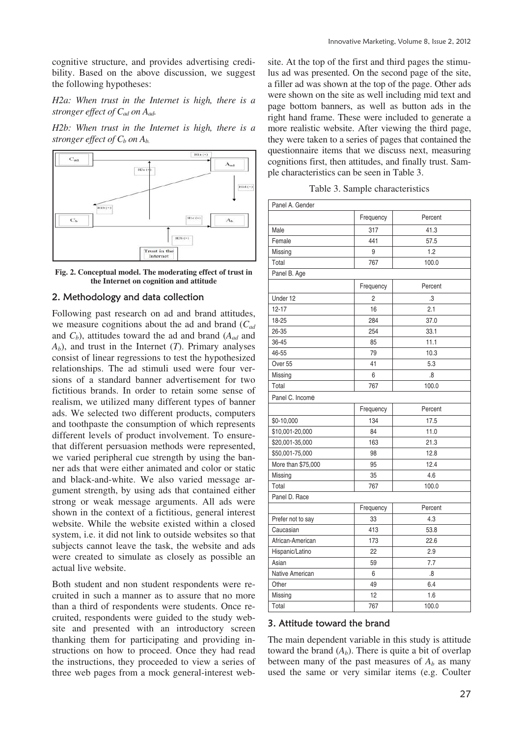cognitive structure, and provides advertising credibility. Based on the above discussion, we suggest the following hypotheses:

*H2a: When trust in the Internet is high, there is a stronger effect of $C_{ad}$ on $A_{ad}$.*

*H2b: When trust in the Internet is high, there is a stronger effect of $C_b$ on $A_b$.*

**Fig. 2. Conceptual model. The moderating effect of trust in the Internet on cognition and attitude**

## 2. Methodology and data collection

Following past research on ad and brand attitudes, we measure cognitions about the ad and brand ($C_{ad}$ and $C_b$), attitudes toward the ad and brand ($A_{ad}$ and $A_b$), and trust in the Internet ($T$). Primary analyses consist of linear regressions to test the hypothesized relationships. The ad stimuli used were four versions of a standard banner advertisement for two fictitious brands. In order to retain some sense of realism, we utilized many different types of banner ads. We selected two different products, computers and toothpaste the consumption of which represents different levels of product involvement. To ensure that different persuasion methods were represented, we varied peripheral cue strength by using the banner ads that were either animated and color or static and black-and-white. We also varied message argument strength, by using ads that contained either strong or weak message arguments. All ads were shown in the context of a fictitious, general interest website. While the website existed within a closed system, i.e. it did not link to outside websites so that subjects cannot leave the task, the website and ads were created to simulate as closely as possible an actual live website.

Both student and non student respondents were recruited in such a manner as to assure that no more than a third of respondents were students. Once recruited, respondents were guided to the study website and presented with an introductory screen thanking them for participating and providing instructions on how to proceed. Once they had read the instructions, they proceeded to view a series of three web pages from a mock general-interest website. At the top of the first and third pages the stimulus ad was presented. On the second page of the site, a filler ad was shown at the top of the page. Other ads were shown on the site as well including mid text and page bottom banners, as well as button ads in the right hand frame. These were included to generate a more realistic website. After viewing the third page, they were taken to a series of pages that contained the questionnaire items that we discuss next, measuring cognitions first, then attitudes, and finally trust. Sample characteristics can be seen in Table 3.

Table 3. Sample characteristics

| Panel A. Gender | | |
|---|---|---|
| | Frequency | Percent |
| Male | 317 | 41.3 |
| Female | 441 | 57.5 |
| Missing | 9 | 1.2 |
| Total | 767 | 100.0 |
| **Panel B. Age** | | |
| | Frequency | Percent |
| Under 12 | 2 | .3 |
| 12-17 | 16 | 2.1 |
| 18-25 | 284 | 37.0 |
| 26-35 | 254 | 33.1 |
| 36-45 | 85 | 11.1 |
| 46-55 | 79 | 10.3 |
| Over 55 | 41 | 5.3 |
| Missing | 6 | .8 |
| Total | 767 | 100.0 |
| **Panel C. Income** | | |
| | Frequency | Percent |
| $0-10,000 | 134 | 17.5 |
| $10,001-20,000 | 84 | 11.0 |
| $20,001-35,000 | 163 | 21.3 |
| $50,001-75,000 | 98 | 12.8 |
| More than $75,000 | 95 | 12.4 |
| Missing | 35 | 4.6 |
| Total | 767 | 100.0 |
| **Panel D. Race** | | |
| | Frequency | Percent |
| Prefer not to say | 33 | 4.3 |
| Caucasian | 413 | 53.8 |
| African-American | 173 | 22.6 |
| Hispanic/Latino | 22 | 2.9 |
| Asian | 59 | 7.7 |
| Native American | 6 | .8 |
| Other | 49 | 6.4 |
| Missing | 12 | 1.6 |
| Total | 767 | 100.0 |

## 3. Attitude toward the brand

The main dependent variable in this study is attitude toward the brand ($A_b$). There is quite a bit of overlap between many of the past measures of $A_b$ as many used the same or very similar items (e.g. Coulter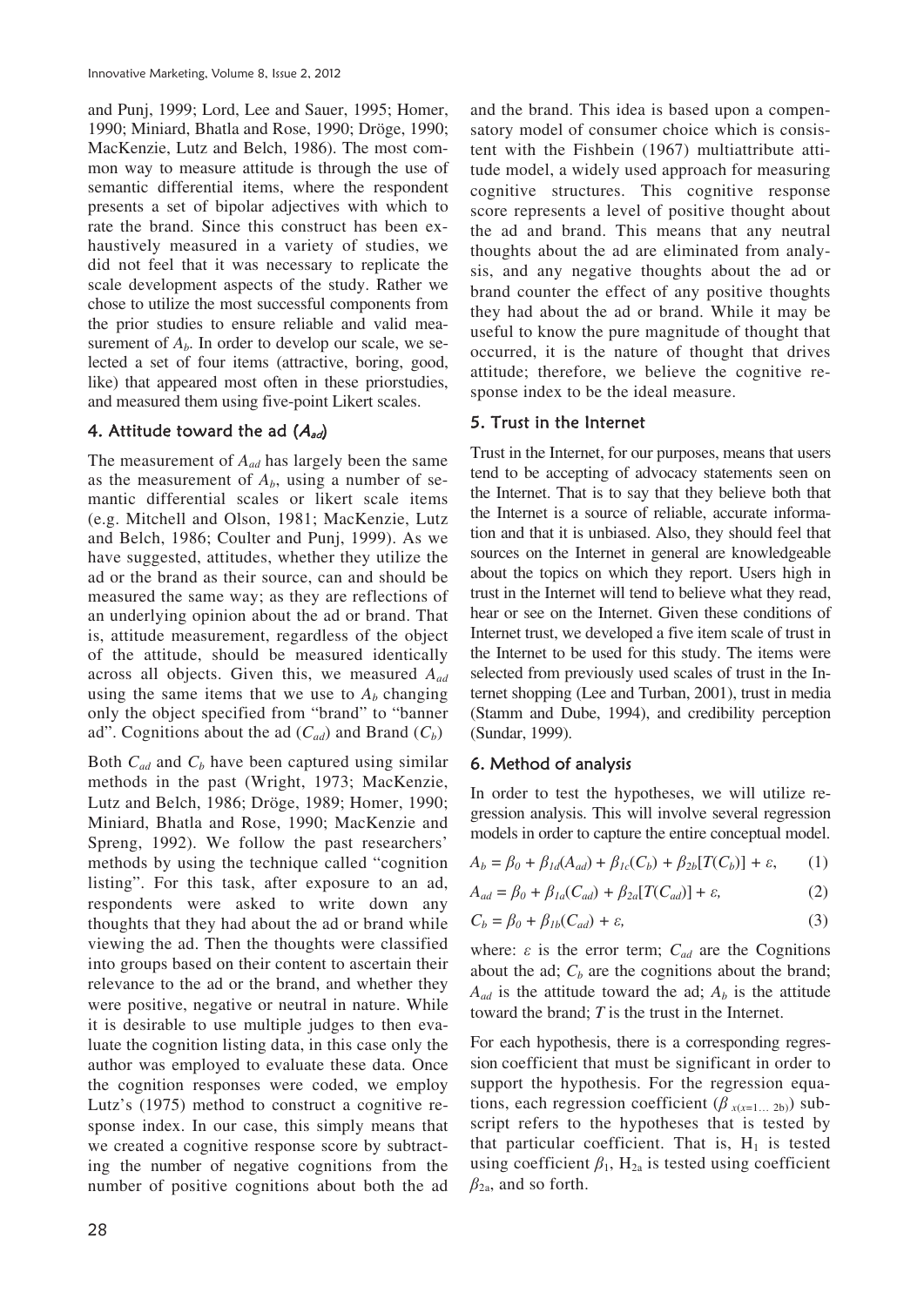and Punj, 1999; Lord, Lee and Sauer, 1995; Homer, 1990; Miniard, Bhatla and Rose, 1990; Dröge, 1990; MacKenzie, Lutz and Belch, 1986). The most common way to measure attitude is through the use of semantic differential items, where the respondent presents a set of bipolar adjectives with which to rate the brand. Since this construct has been exhaustively measured in a variety of studies, we did not feel that it was necessary to replicate the scale development aspects of the study. Rather we chose to utilize the most successful components from the prior studies to ensure reliable and valid measurement of $A_b$. In order to develop our scale, we selected a set of four items (attractive, boring, good, like) that appeared most often in these priorstudies, and measured them using five-point Likert scales.

### 4. Attitude toward the ad ($A_{ad}$)

The measurement of $A_{ad}$ has largely been the same as the measurement of $A_b$, using a number of semantic differential scales or likert scale items (e.g. Mitchell and Olson, 1981; MacKenzie, Lutz and Belch, 1986; Coulter and Punj, 1999). As we have suggested, attitudes, whether they utilize the ad or the brand as their source, can and should be measured the same way; as they are reflections of an underlying opinion about the ad or brand. That is, attitude measurement, regardless of the object of the attitude, should be measured identically across all objects. Given this, we measured $A_{ad}$ using the same items that we use to $A_b$ changing only the object specified from "brand" to "banner ad". Cognitions about the ad ($C_{ad}$) and Brand ($C_b$)

Both $C_{ad}$ and $C_b$ have been captured using similar methods in the past (Wright, 1973; MacKenzie, Lutz and Belch, 1986; Dröge, 1989; Homer, 1990; Miniard, Bhatla and Rose, 1990; MacKenzie and Spreng, 1992). We follow the past researchers' methods by using the technique called "cognition listing". For this task, after exposure to an ad, respondents were asked to write down any thoughts that they had about the ad or brand while viewing the ad. Then the thoughts were classified into groups based on their content to ascertain their relevance to the ad or the brand, and whether they were positive, negative or neutral in nature. While it is desirable to use multiple judges to then evaluate the cognition listing data, in this case only the author was employed to evaluate these data. Once the cognition responses were coded, we employ Lutz's (1975) method to construct a cognitive response index. In our case, this simply means that we created a cognitive response score by subtracting the number of negative cognitions from the number of positive cognitions about both the ad and the brand. This idea is based upon a compensatory model of consumer choice which is consistent with the Fishbein (1967) multiattribute attitude model, a widely used approach for measuring cognitive structures. This cognitive response score represents a level of positive thought about the ad and brand. This means that any neutral thoughts about the ad are eliminated from analysis, and any negative thoughts about the ad or brand counter the effect of any positive thoughts they had about the ad or brand. While it may be useful to know the pure magnitude of thought that occurred, it is the nature of thought that drives attitude; therefore, we believe the cognitive response index to be the ideal measure.

### 5. Trust in the Internet

Trust in the Internet, for our purposes, means that users tend to be accepting of advocacy statements seen on the Internet. That is to say that they believe both that the Internet is a source of reliable, accurate information and that it is unbiased. Also, they should feel that sources on the Internet in general are knowledgeable about the topics on which they report. Users high in trust in the Internet will tend to believe what they read, hear or see on the Internet. Given these conditions of Internet trust, we developed a five item scale of trust in the Internet to be used for this study. The items were selected from previously used scales of trust in the Internet shopping (Lee and Turban, 2001), trust in media (Stamm and Dube, 1994), and credibility perception (Sundar, 1999).

### 6. Method of analysis

In order to test the hypotheses, we will utilize regression analysis. This will involve several regression models in order to capture the entire conceptual model.

$$A_b = \beta_0 + \beta_{1d}(A_{ad}) + \beta_{1c}(C_b) + \beta_{2b}[T(C_b)] + \varepsilon, \qquad (1)$$

$$A_{ad} = \beta_0 + \beta_{1a}(C_{ad}) + \beta_{2a}[T(C_{ad})] + \varepsilon, \qquad (2)$$

$$C_b = \beta_0 + \beta_{1b}(C_{ad}) + \varepsilon, \qquad (3)$$

where: $\varepsilon$ is the error term; $C_{ad}$ are the Cognitions about the ad; $C_b$ are the cognitions about the brand; $A_{ad}$ is the attitude toward the ad; $A_b$ is the attitude toward the brand; $T$ is the trust in the Internet.

For each hypothesis, there is a corresponding regression coefficient that must be significant in order to support the hypothesis. For the regression equations, each regression coefficient ($\beta_{x(x=1\ldots 2b)}$) subscript refers to the hypotheses that is tested by that particular coefficient. That is, $H_1$ is tested using coefficient $\beta_1$, $H_{2a}$ is tested using coefficient $\beta_{2a}$, and so forth.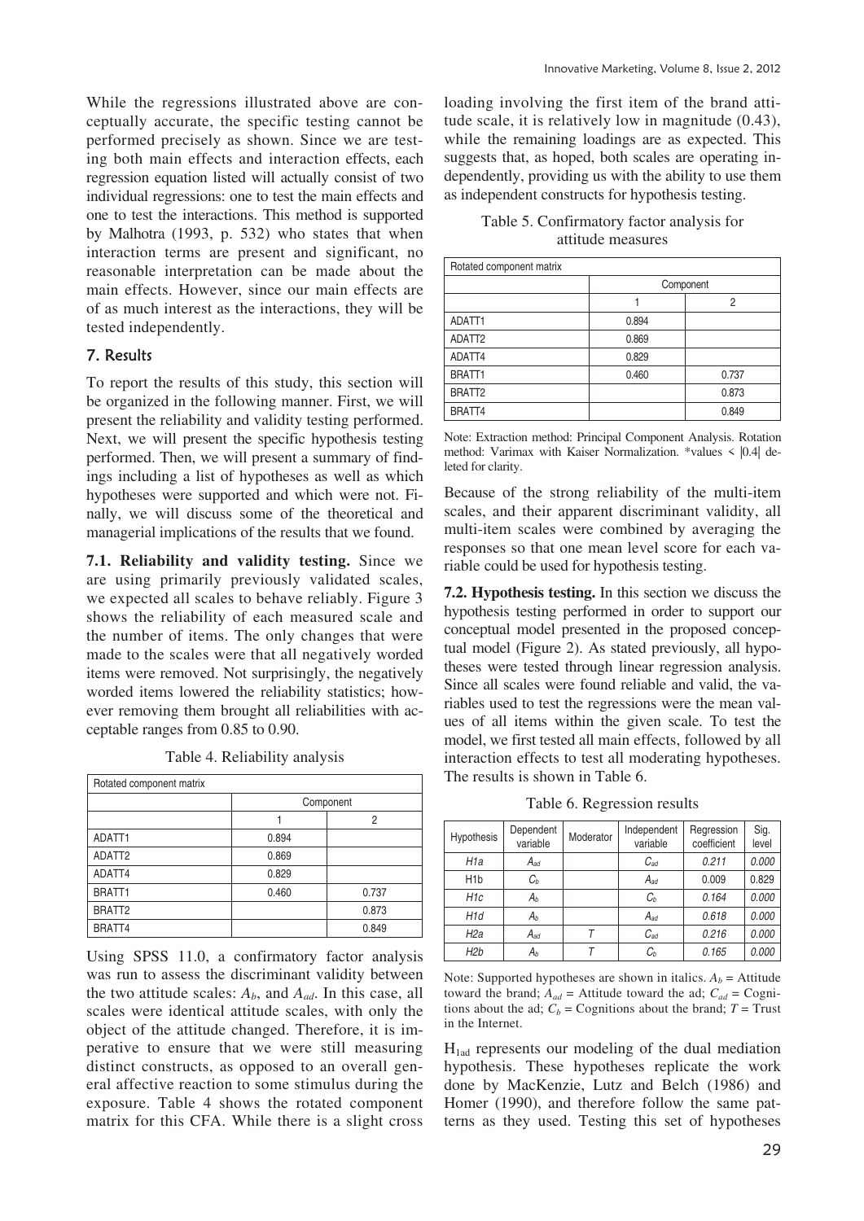While the regressions illustrated above are conceptually accurate, the specific testing cannot be performed precisely as shown. Since we are testing both main effects and interaction effects, each regression equation listed will actually consist of two individual regressions: one to test the main effects and one to test the interactions. This method is supported by Malhotra (1993, p. 532) who states that when interaction terms are present and significant, no reasonable interpretation can be made about the main effects. However, since our main effects are of as much interest as the interactions, they will be tested independently.

## 7. Results

To report the results of this study, this section will be organized in the following manner. First, we will present the reliability and validity testing performed. Next, we will present the specific hypothesis testing performed. Then, we will present a summary of findings including a list of hypotheses as well as which hypotheses were supported and which were not. Finally, we will discuss some of the theoretical and managerial implications of the results that we found.

**7.1. Reliability and validity testing.** Since we are using primarily previously validated scales, we expected all scales to behave reliably. Figure 3 shows the reliability of each measured scale and the number of items. The only changes that were made to the scales were that all negatively worded items were removed. Not surprisingly, the negatively worded items lowered the reliability statistics; however removing them brought all reliabilities with acceptable ranges from 0.85 to 0.90.

Table 4. Reliability analysis

| Rotated component matrix | | |
|---|---|---|
| | Component | |
| | 1 | 2 |
| ADATT1 | 0.894 | |
| ADATT2 | 0.869 | |
| ADATT4 | 0.829 | |
| BRATT1 | 0.460 | 0.737 |
| BRATT2 | | 0.873 |
| BRATT4 | | 0.849 |

Using SPSS 11.0, a confirmatory factor analysis was run to assess the discriminant validity between the two attitude scales: $A_b$, and $A_{ad}$. In this case, all scales were identical attitude scales, with only the object of the attitude changed. Therefore, it is imperative to ensure that we were still measuring distinct constructs, as opposed to an overall general affective reaction to some stimulus during the exposure. Table 4 shows the rotated component matrix for this CFA. While there is a slight cross loading involving the first item of the brand attitude scale, it is relatively low in magnitude (0.43), while the remaining loadings are as expected. This suggests that, as hoped, both scales are operating independently, providing us with the ability to use them as independent constructs for hypothesis testing.

Table 5. Confirmatory factor analysis for attitude measures

| Rotated component matrix | | |
|---|---|---|
| | Component | |
| | 1 | 2 |
| ADATT1 | 0.894 | |
| ADATT2 | 0.869 | |
| ADATT4 | 0.829 | |
| BRATT1 | 0.460 | 0.737 |
| BRATT2 | | 0.873 |
| BRATT4 | | 0.849 |

Note: Extraction method: Principal Component Analysis. Rotation method: Varimax with Kaiser Normalization. *values < |0.4| deleted for clarity.

Because of the strong reliability of the multi-item scales, and their apparent discriminant validity, all multi-item scales were combined by averaging the responses so that one mean level score for each variable could be used for hypothesis testing.

**7.2. Hypothesis testing.** In this section we discuss the hypothesis testing performed in order to support our conceptual model presented in the proposed conceptual model (Figure 2). As stated previously, all hypotheses were tested through linear regression analysis. Since all scales were found reliable and valid, the variables used to test the regressions were the mean values of all items within the given scale. To test the model, we first tested all main effects, followed by all interaction effects to test all moderating hypotheses. The results is shown in Table 6.

Table 6. Regression results

| Hypothesis | Dependent variable | Moderator | Independent variable | Regression coefficient | Sig. level |
|---|---|---|---|---|---|
| *H1a* | $A_{ad}$ | | $C_{ad}$ | *0.211* | *0.000* |
| H1b | $C_b$ | | $A_{ad}$ | 0.009 | 0.829 |
| *H1c* | $A_b$ | | $C_b$ | *0.164* | *0.000* |
| *H1d* | $A_b$ | | $A_{ad}$ | *0.618* | *0.000* |
| *H2a* | $A_{ad}$ | *T* | $C_{ad}$ | *0.216* | *0.000* |
| *H2b* | $A_b$ | *T* | $C_b$ | *0.165* | *0.000* |

Note: Supported hypotheses are shown in italics. $A_b$ = Attitude toward the brand; $A_{ad}$ = Attitude toward the ad; $C_{ad}$ = Cognitions about the ad; $C_b$ = Cognitions about the brand; $T$ = Trust in the Internet.

$H_{1ad}$ represents our modeling of the dual mediation hypothesis. These hypotheses replicate the work done by MacKenzie, Lutz and Belch (1986) and Homer (1990), and therefore follow the same patterns as they used. Testing this set of hypotheses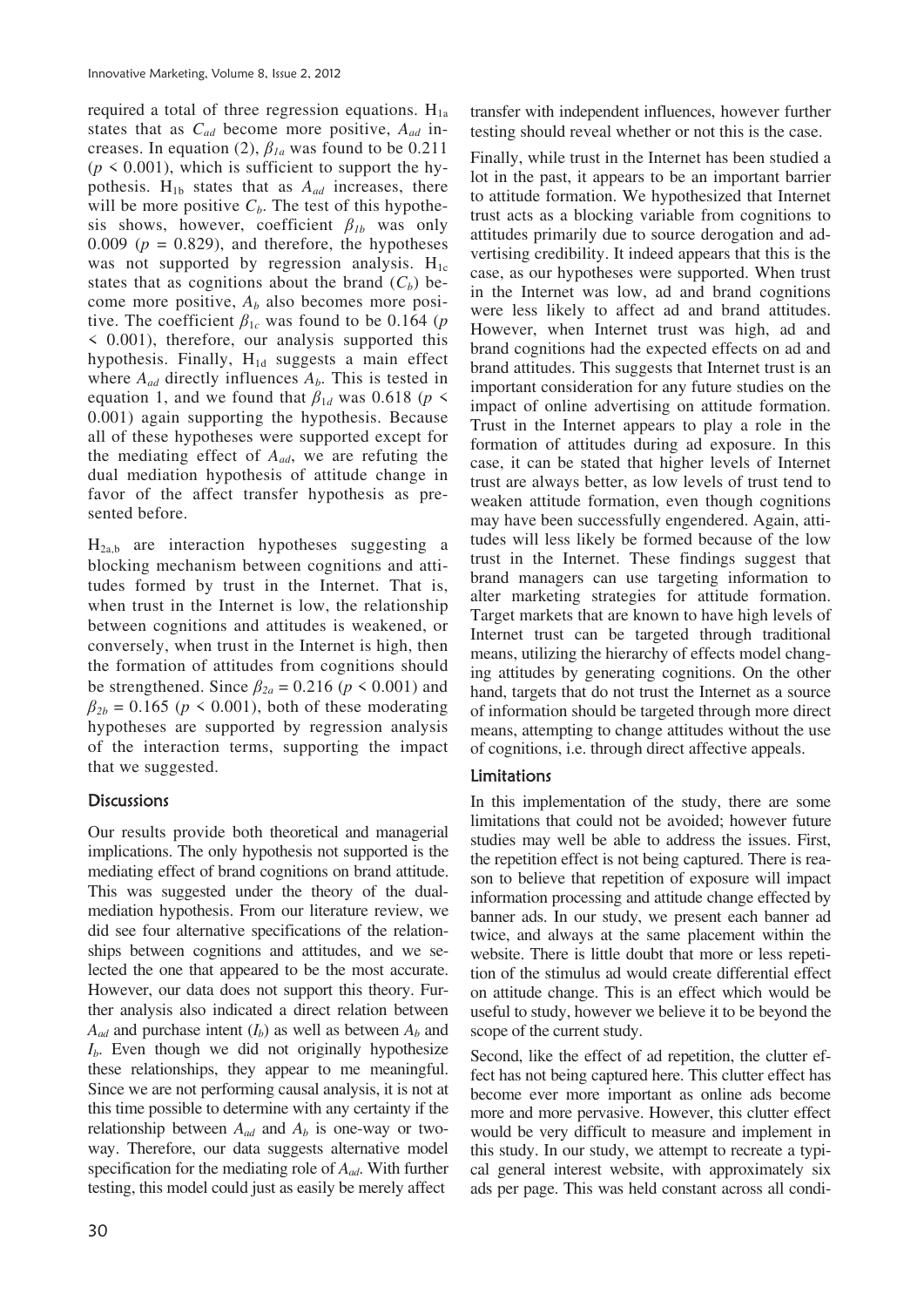required a total of three regression equations. $H_{1a}$ states that as $C_{ad}$ become more positive, $A_{ad}$ increases. In equation (2), $\beta_{1a}$ was found to be 0.211 ($p < 0.001$), which is sufficient to support the hypothesis. $H_{1b}$ states that as $A_{ad}$ increases, there will be more positive $C_b$. The test of this hypothesis shows, however, coefficient $\beta_{1b}$ was only 0.009 ($p = 0.829$), and therefore, the hypotheses was not supported by regression analysis. $H_{1c}$ states that as cognitions about the brand ($C_b$) become more positive, $A_b$ also becomes more positive. The coefficient $\beta_{1c}$ was found to be 0.164 ($p < 0.001$), therefore, our analysis supported this hypothesis. Finally, $H_{1d}$ suggests a main effect where $A_{ad}$ directly influences $A_b$. This is tested in equation 1, and we found that $\beta_{1d}$ was 0.618 ($p < 0.001$) again supporting the hypothesis. Because all of these hypotheses were supported except for the mediating effect of $A_{ad}$, we are refuting the dual mediation hypothesis of attitude change in favor of the affect transfer hypothesis as presented before.

$H_{2a,b}$ are interaction hypotheses suggesting a blocking mechanism between cognitions and attitudes formed by trust in the Internet. That is, when trust in the Internet is low, the relationship between cognitions and attitudes is weakened, or conversely, when trust in the Internet is high, then the formation of attitudes from cognitions should be strengthened. Since $\beta_{2a} = 0.216$ ($p < 0.001$) and $\beta_{2b} = 0.165$ ($p < 0.001$), both of these moderating hypotheses are supported by regression analysis of the interaction terms, supporting the impact that we suggested.

## Discussions

Our results provide both theoretical and managerial implications. The only hypothesis not supported is the mediating effect of brand cognitions on brand attitude. This was suggested under the theory of the dual-mediation hypothesis. From our literature review, we did see four alternative specifications of the relationships between cognitions and attitudes, and we selected the one that appeared to be the most accurate. However, our data does not support this theory. Further analysis also indicated a direct relation between $A_{ad}$ and purchase intent ($I_b$) as well as between $A_b$ and $I_b$. Even though we did not originally hypothesize these relationships, they appear to me meaningful. Since we are not performing causal analysis, it is not at this time possible to determine with any certainty if the relationship between $A_{ad}$ and $A_b$ is one-way or two-way. Therefore, our data suggests alternative model specification for the mediating role of $A_{ad}$. With further testing, this model could just as easily be merely affect transfer with independent influences, however further testing should reveal whether or not this is the case.

Finally, while trust in the Internet has been studied a lot in the past, it appears to be an important barrier to attitude formation. We hypothesized that Internet trust acts as a blocking variable from cognitions to attitudes primarily due to source derogation and advertising credibility. It indeed appears that this is the case, as our hypotheses were supported. When trust in the Internet was low, ad and brand cognitions were less likely to affect ad and brand attitudes. However, when Internet trust was high, ad and brand cognitions had the expected effects on ad and brand attitudes. This suggests that Internet trust is an important consideration for any future studies on the impact of online advertising on attitude formation. Trust in the Internet appears to play a role in the formation of attitudes during ad exposure. In this case, it can be stated that higher levels of Internet trust are always better, as low levels of trust tend to weaken attitude formation, even though cognitions may have been successfully engendered. Again, attitudes will less likely be formed because of the low trust in the Internet. These findings suggest that brand managers can use targeting information to alter marketing strategies for attitude formation. Target markets that are known to have high levels of Internet trust can be targeted through traditional means, utilizing the hierarchy of effects model changing attitudes by generating cognitions. On the other hand, targets that do not trust the Internet as a source of information should be targeted through more direct means, attempting to change attitudes without the use of cognitions, i.e. through direct affective appeals.

## Limitations

In this implementation of the study, there are some limitations that could not be avoided; however future studies may well be able to address the issues. First, the repetition effect is not being captured. There is reason to believe that repetition of exposure will impact information processing and attitude change effected by banner ads. In our study, we present each banner ad twice, and always at the same placement within the website. There is little doubt that more or less repetition of the stimulus ad would create differential effect on attitude change. This is an effect which would be useful to study, however we believe it to be beyond the scope of the current study.

Second, like the effect of ad repetition, the clutter effect has not being captured here. This clutter effect has become ever more important as online ads become more and more pervasive. However, this clutter effect would be very difficult to measure and implement in this study. In our study, we attempt to recreate a typical general interest website, with approximately six ads per page. This was held constant across all condi-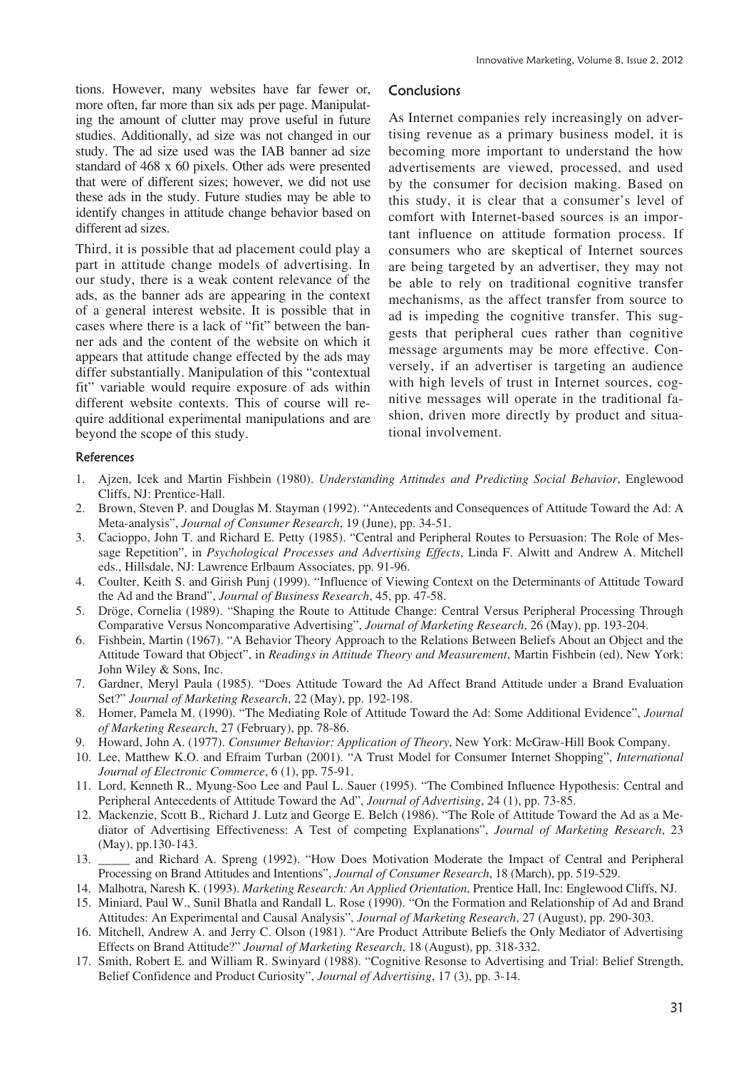tions. However, many websites have far fewer or, more often, far more than six ads per page. Manipulating the amount of clutter may prove useful in future studies. Additionally, ad size was not changed in our study. The ad size used was the IAB banner ad size standard of 468 x 60 pixels. Other ads were presented that were of different sizes; however, we did not use these ads in the study. Future studies may be able to identify changes in attitude change behavior based on different ad sizes.

Third, it is possible that ad placement could play a part in attitude change models of advertising. In our study, there is a weak content relevance of the ads, as the banner ads are appearing in the context of a general interest website. It is possible that in cases where there is a lack of "fit" between the banner ads and the content of the website on which it appears that attitude change effected by the ads may differ substantially. Manipulation of this "contextual fit" variable would require exposure of ads within different website contexts. This of course will require additional experimental manipulations and are beyond the scope of this study.

## Conclusions

As Internet companies rely increasingly on advertising revenue as a primary business model, it is becoming more important to understand the how advertisements are viewed, processed, and used by the consumer for decision making. Based on this study, it is clear that a consumer's level of comfort with Internet-based sources is an important influence on attitude formation process. If consumers who are skeptical of Internet sources are being targeted by an advertiser, they may not be able to rely on traditional cognitive transfer mechanisms, as the affect transfer from source to ad is impeding the cognitive transfer. This suggests that peripheral cues rather than cognitive message arguments may be more effective. Conversely, if an advertiser is targeting an audience with high levels of trust in Internet sources, cognitive messages will operate in the traditional fashion, driven more directly by product and situational involvement.

## References

1. Ajzen, Icek and Martin Fishbein (1980). *Understanding Attitudes and Predicting Social Behavior*, Englewood Cliffs, NJ: Prentice-Hall.
2. Brown, Steven P. and Douglas M. Stayman (1992). "Antecedents and Consequences of Attitude Toward the Ad: A Meta-analysis", *Journal of Consumer Research*, 19 (June), pp. 34-51.
3. Cacioppo, John T. and Richard E. Petty (1985). "Central and Peripheral Routes to Persuasion: The Role of Message Repetition", in *Psychological Processes and Advertising Effects*, Linda F. Alwitt and Andrew A. Mitchell eds., Hillsdale, NJ: Lawrence Erlbaum Associates, pp. 91-96.
4. Coulter, Keith S. and Girish Punj (1999). "Influence of Viewing Context on the Determinants of Attitude Toward the Ad and the Brand", *Journal of Business Research*, 45, pp. 47-58.
5. Dröge, Cornelia (1989). "Shaping the Route to Attitude Change: Central Versus Peripheral Processing Through Comparative Versus Noncomparative Advertising", *Journal of Marketing Research*, 26 (May), pp. 193-204.
6. Fishbein, Martin (1967). "A Behavior Theory Approach to the Relations Between Beliefs About an Object and the Attitude Toward that Object", in *Readings in Attitude Theory and Measurement*, Martin Fishbein (ed), New York: John Wiley & Sons, Inc.
7. Gardner, Meryl Paula (1985). "Does Attitude Toward the Ad Affect Brand Attitude under a Brand Evaluation Set?" *Journal of Marketing Research*, 22 (May), pp. 192-198.
8. Homer, Pamela M. (1990). "The Mediating Role of Attitude Toward the Ad: Some Additional Evidence", *Journal of Marketing Research*, 27 (February), pp. 78-86.
9. Howard, John A. (1977). *Consumer Behavior: Application of Theory*, New York: McGraw-Hill Book Company.
10. Lee, Matthew K.O. and Efraim Turban (2001). "A Trust Model for Consumer Internet Shopping", *International Journal of Electronic Commerce*, 6 (1), pp. 75-91.
11. Lord, Kenneth R., Myung-Soo Lee and Paul L. Sauer (1995). "The Combined Influence Hypothesis: Central and Peripheral Antecedents of Attitude Toward the Ad", *Journal of Advertising*, 24 (1), pp. 73-85.
12. Mackenzie, Scott B., Richard J. Lutz and George E. Belch (1986). "The Role of Attitude Toward the Ad as a Mediator of Advertising Effectiveness: A Test of competing Explanations", *Journal of Marketing Research*, 23 (May), pp.130-143.
13. _____ and Richard A. Spreng (1992). "How Does Motivation Moderate the Impact of Central and Peripheral Processing on Brand Attitudes and Intentions", *Journal of Consumer Research*, 18 (March), pp. 519-529.
14. Malhotra, Naresh K. (1993). *Marketing Research: An Applied Orientation*, Prentice Hall, Inc: Englewood Cliffs, NJ.
15. Miniard, Paul W., Sunil Bhatla and Randall L. Rose (1990). "On the Formation and Relationship of Ad and Brand Attitudes: An Experimental and Causal Analysis", *Journal of Marketing Research*, 27 (August), pp. 290-303.
16. Mitchell, Andrew A. and Jerry C. Olson (1981). "Are Product Attribute Beliefs the Only Mediator of Advertising Effects on Brand Attitude?" *Journal of Marketing Research*, 18 (August), pp. 318-332.
17. Smith, Robert E. and William R. Swinyard (1988). "Cognitive Resonse to Advertising and Trial: Belief Strength, Belief Confidence and Product Curiosity", *Journal of Advertising*, 17 (3), pp. 3-14.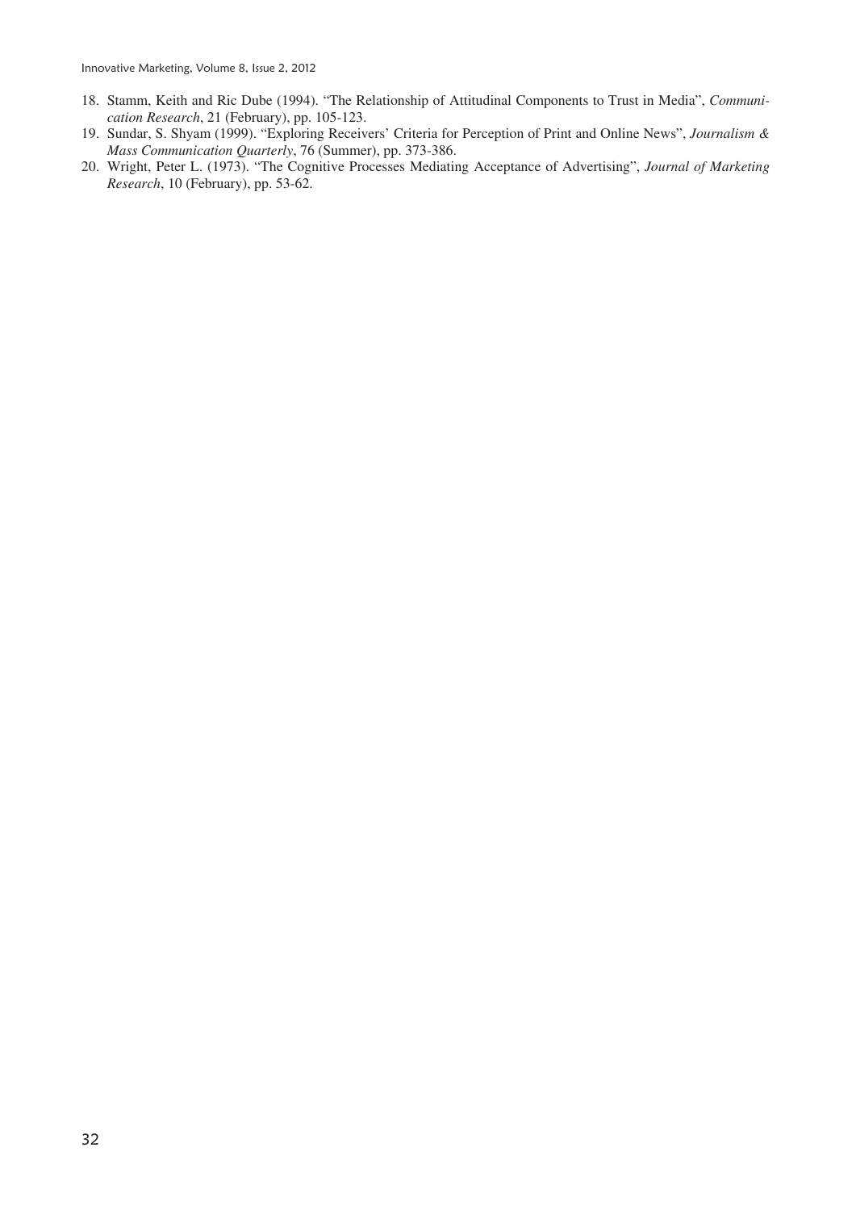18. Stamm, Keith and Ric Dube (1994). "The Relationship of Attitudinal Components to Trust in Media", *Communication Research*, 21 (February), pp. 105-123.
19. Sundar, S. Shyam (1999). "Exploring Receivers' Criteria for Perception of Print and Online News", *Journalism & Mass Communication Quarterly*, 76 (Summer), pp. 373-386.
20. Wright, Peter L. (1973). "The Cognitive Processes Mediating Acceptance of Advertising", *Journal of Marketing Research*, 10 (February), pp. 53-62.